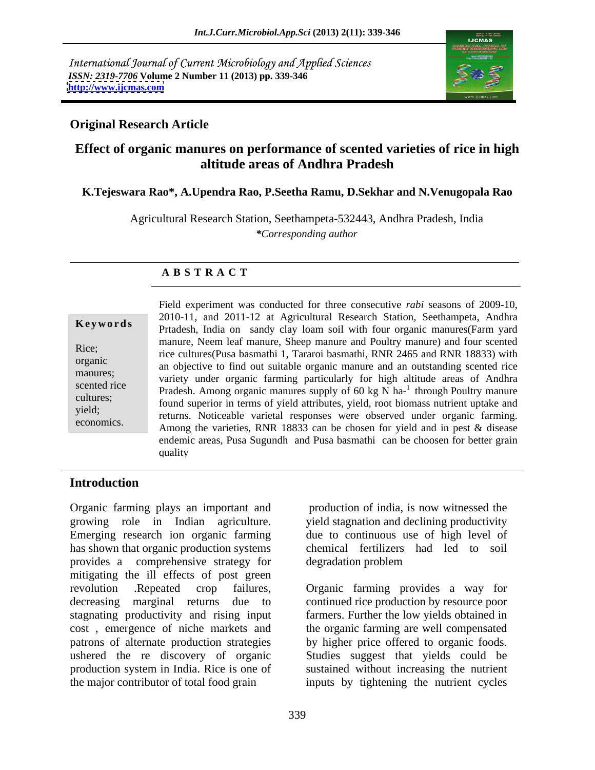International Journal of Current Microbiology and Applied Sciences
*ISSN: 2319-7706* **Volume 2 Number 11 (2013) pp. 339-346**
**http://www.ijcmas.com**

**Original Research Article**

# Effect of organic manures on performance of scented varieties of rice in high altitude areas of Andhra Pradesh

**K.Tejeswara Rao\*, A.Upendra Rao, P.Seetha Ramu, D.Sekhar and N.Venugopala Rao**

Agricultural Research Station, Seethampeta-532443, Andhra Pradesh, India
*\*Corresponding author*

**A B S T R A C T**

**Keywords**

Rice; organic manures; scented rice cultures; yield; economics.

Field experiment was conducted for three consecutive *rabi* seasons of 2009-10, 2010-11, and 2011-12 at Agricultural Research Station, Seethampeta, Andhra Prtadesh, India on sandy clay loam soil with four organic manures(Farm yard manure, Neem leaf manure, Sheep manure and Poultry manure) and four scented rice cultures(Pusa basmathi 1, Tararoi basmathi, RNR 2465 and RNR 18833) with an objective to find out suitable organic manure and an outstanding scented rice variety under organic farming particularly for high altitude areas of Andhra Pradesh. Among organic manures supply of 60 kg N ha-$^{1}$ through Poultry manure found superior in terms of yield attributes, yield, root biomass nutrient uptake and returns. Noticeable varietal responses were observed under organic farming. Among the varieties, RNR 18833 can be chosen for yield and in pest & disease endemic areas, Pusa Sugundh and Pusa basmathi can be choosen for better grain quality

## Introduction

Organic farming plays an important and growing role in Indian agriculture. Emerging research ion organic farming has shown that organic production systems provides a comprehensive strategy for mitigating the ill effects of post green revolution .Repeated crop failures, decreasing marginal returns due to stagnating productivity and rising input cost , emergence of niche markets and patrons of alternate production strategies ushered the re discovery of organic production system in India. Rice is one of the major contributor of total food grain production of india, is now witnessed the yield stagnation and declining productivity due to continuous use of high level of chemical fertilizers had led to soil degradation problem

Organic farming provides a way for continued rice production by resource poor farmers. Further the low yields obtained in the organic farming are well compensated by higher price offered to organic foods. Studies suggest that yields could be sustained without increasing the nutrient inputs by tightening the nutrient cycles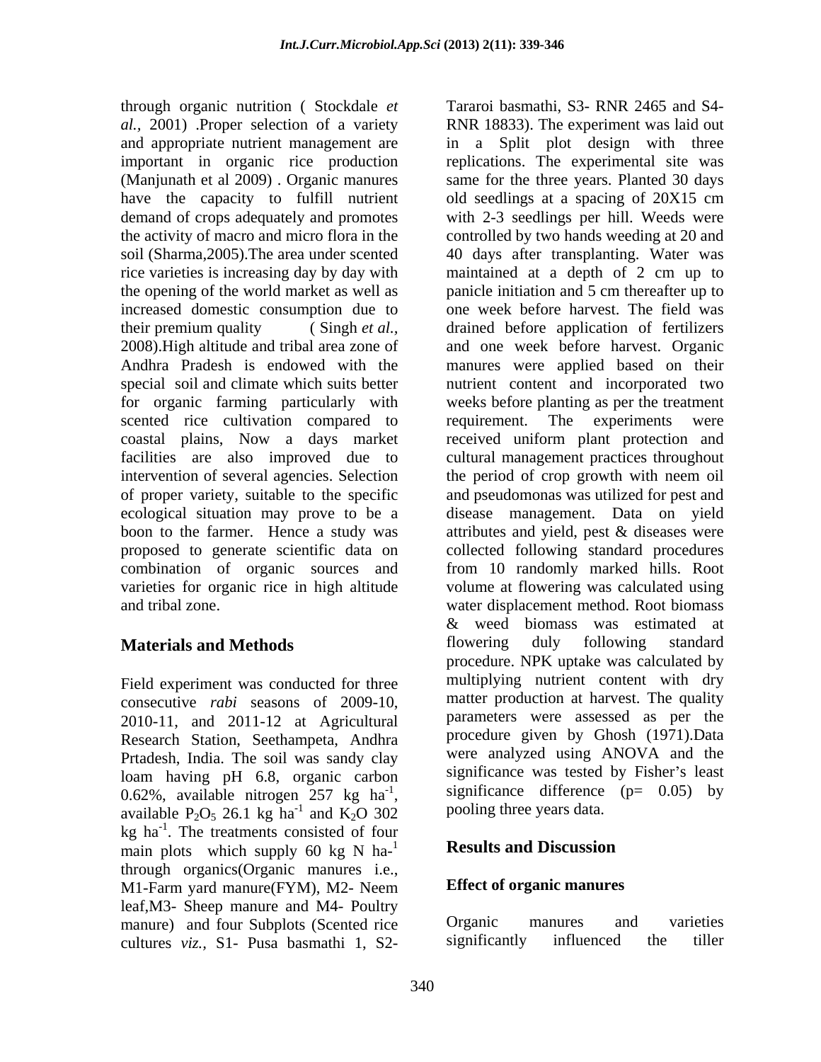through organic nutrition ( Stockdale *et al.,* 2001) .Proper selection of a variety and appropriate nutrient management are important in organic rice production (Manjunath et al 2009) . Organic manures have the capacity to fulfill nutrient demand of crops adequately and promotes the activity of macro and micro flora in the soil (Sharma,2005).The area under scented rice varieties is increasing day by day with the opening of the world market as well as increased domestic consumption due to their premium quality ( Singh *et al.,* 2008).High altitude and tribal area zone of Andhra Pradesh is endowed with the special soil and climate which suits better for organic farming particularly with scented rice cultivation compared to coastal plains, Now a days market facilities are also improved due to intervention of several agencies. Selection of proper variety, suitable to the specific ecological situation may prove to be a boon to the farmer. Hence a study was proposed to generate scientific data on combination of organic sources and varieties for organic rice in high altitude and tribal zone.

## Materials and Methods

Field experiment was conducted for three consecutive *rabi* seasons of 2009-10, 2010-11, and 2011-12 at Agricultural Research Station, Seethampeta, Andhra Prtadesh, India. The soil was sandy clay loam having pH 6.8, organic carbon 0.62%, available nitrogen 257 kg $ha^{-1}$, available $P_2O_5$ 26.1 kg $ha^{-1}$ and $K_2O$ 302 kg $ha^{-1}$. The treatments consisted of four main plots which supply 60 kg N $ha^{-1}$ through organics(Organic manures i.e., M1-Farm yard manure(FYM), M2- Neem leaf,M3- Sheep manure and M4- Poultry manure) and four Subplots (Scented rice cultures *viz.,* S1- Pusa basmathi 1, S2- Tararoi basmathi, S3- RNR 2465 and S4- RNR 18833). The experiment was laid out in a Split plot design with three replications. The experimental site was same for the three years. Planted 30 days old seedlings at a spacing of 20X15 cm with 2-3 seedlings per hill. Weeds were controlled by two hands weeding at 20 and 40 days after transplanting. Water was maintained at a depth of 2 cm up to panicle initiation and 5 cm thereafter up to one week before harvest. The field was drained before application of fertilizers and one week before harvest. Organic manures were applied based on their nutrient content and incorporated two weeks before planting as per the treatment requirement. The experiments were received uniform plant protection and cultural management practices throughout the period of crop growth with neem oil and pseudomonas was utilized for pest and disease management. Data on yield attributes and yield, pest & diseases were collected following standard procedures from 10 randomly marked hills. Root volume at flowering was calculated using water displacement method. Root biomass & weed biomass was estimated at flowering duly following standard procedure. NPK uptake was calculated by multiplying nutrient content with dry matter production at harvest. The quality parameters were assessed as per the procedure given by Ghosh (1971).Data were analyzed using ANOVA and the significance was tested by Fisher's least significance difference (p= 0.05) by pooling three years data.

## Results and Discussion

### Effect of organic manures

Organic manures and varieties significantly influenced the tiller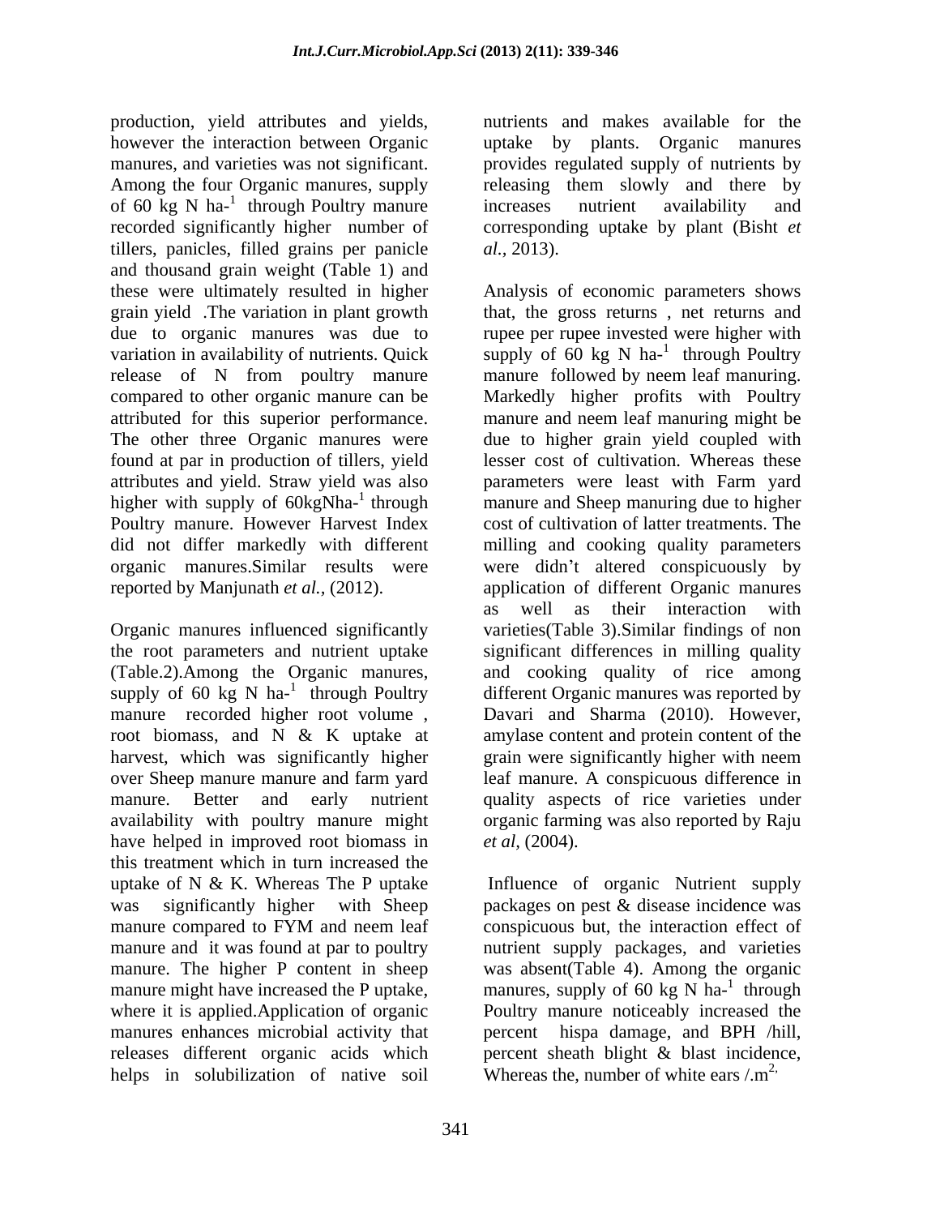production, yield attributes and yields, however the interaction between Organic manures, and varieties was not significant. Among the four Organic manures, supply of 60 kg N $ha^{-1}$ through Poultry manure recorded significantly higher number of tillers, panicles, filled grains per panicle and thousand grain weight (Table 1) and these were ultimately resulted in higher grain yield .The variation in plant growth due to organic manures was due to variation in availability of nutrients. Quick release of N from poultry manure compared to other organic manure can be attributed for this superior performance. The other three Organic manures were found at par in production of tillers, yield attributes and yield. Straw yield was also higher with supply of 60kgN$ha^{-1}$ through Poultry manure. However Harvest Index did not differ markedly with different organic manures.Similar results were reported by Manjunath *et al.*, (2012).

Organic manures influenced significantly the root parameters and nutrient uptake (Table.2).Among the Organic manures, supply of 60 kg N $ha^{-1}$ through Poultry manure recorded higher root volume , root biomass, and N & K uptake at harvest, which was significantly higher over Sheep manure manure and farm yard manure. Better and early nutrient availability with poultry manure might have helped in improved root biomass in this treatment which in turn increased the uptake of N & K. Whereas The P uptake was significantly higher with Sheep manure compared to FYM and neem leaf manure and it was found at par to poultry manure. The higher P content in sheep manure might have increased the P uptake, where it is applied.Application of organic manures enhances microbial activity that releases different organic acids which helps in solubilization of native soil nutrients and makes available for the uptake by plants. Organic manures provides regulated supply of nutrients by releasing them slowly and there by increases nutrient availability and corresponding uptake by plant (Bisht *et al.,* 2013).

Analysis of economic parameters shows that, the gross returns , net returns and rupee per rupee invested were higher with supply of 60 kg N $ha^{-1}$ through Poultry manure followed by neem leaf manuring. Markedly higher profits with Poultry manure and neem leaf manuring might be due to higher grain yield coupled with lesser cost of cultivation. Whereas these parameters were least with Farm yard manure and Sheep manuring due to higher cost of cultivation of latter treatments. The milling and cooking quality parameters were didn't altered conspicuously by application of different Organic manures as well as their interaction with varieties(Table 3).Similar findings of non significant differences in milling quality and cooking quality of rice among different Organic manures was reported by Davari and Sharma (2010). However, amylase content and protein content of the grain were significantly higher with neem leaf manure. A conspicuous difference in quality aspects of rice varieties under organic farming was also reported by Raju *et al,* (2004).

Influence of organic Nutrient supply packages on pest & disease incidence was conspicuous but, the interaction effect of nutrient supply packages, and varieties was absent(Table 4). Among the organic manures, supply of 60 kg N $ha^{-1}$ through Poultry manure noticeably increased the percent hispa damage, and BPH /hill, percent sheath blight & blast incidence, Whereas the, number of white ears /.$m^{2}$,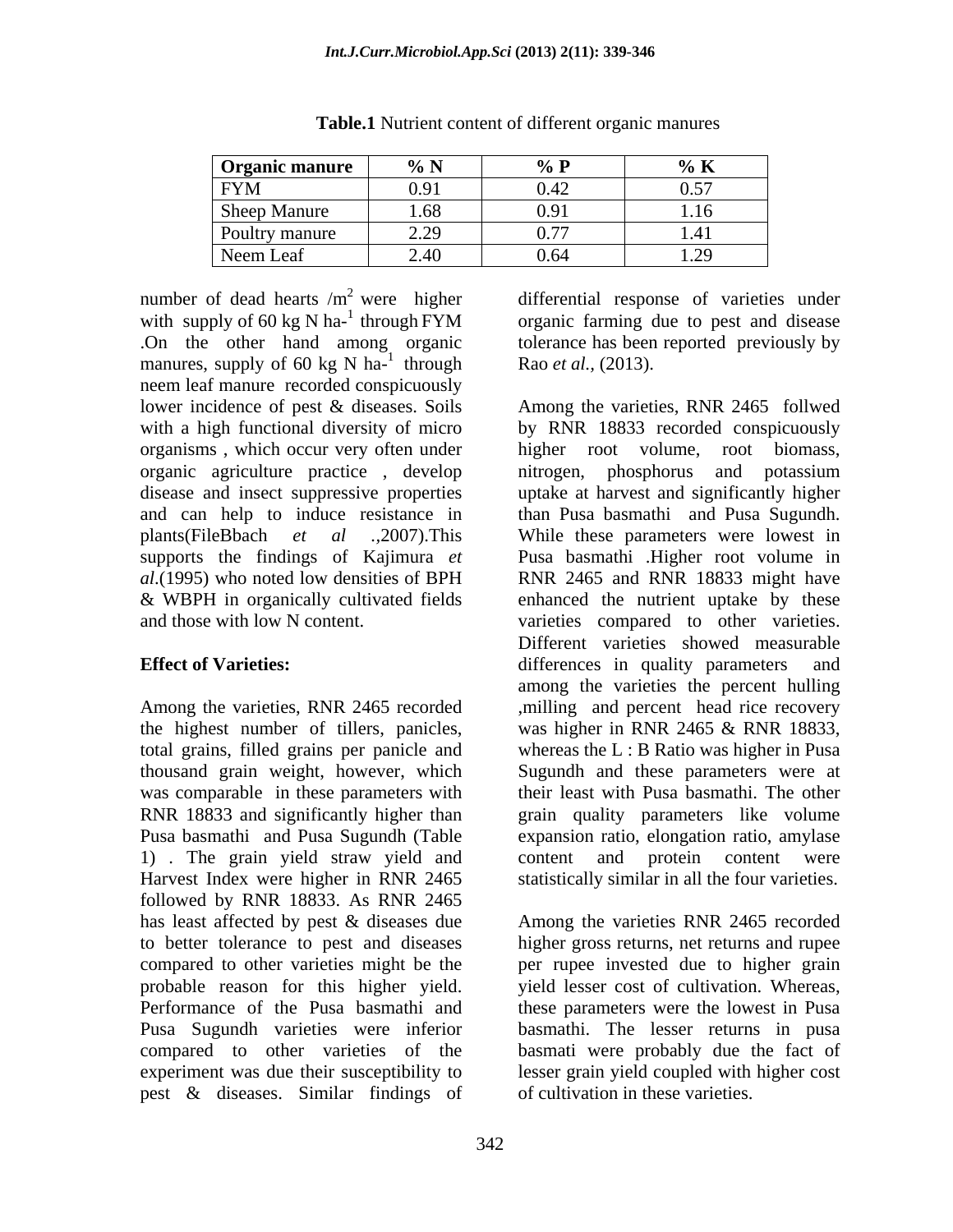**Table.1** Nutrient content of different organic manures

| Organic manure | % N | % P | % K |
|---|---|---|---|
| FYM | 0.91 | 0.42 | 0.57 |
| Sheep Manure | 1.68 | 0.91 | 1.16 |
| Poultry manure | 2.29 | 0.77 | 1.41 |
| Neem Leaf | 2.40 | 0.64 | 1.29 |

number of dead hearts /m$^2$ were higher with supply of 60 kg N ha-$^1$ through FYM .On the other hand among organic manures, supply of 60 kg N ha-$^1$ through neem leaf manure recorded conspicuously lower incidence of pest & diseases. Soils with a high functional diversity of micro organisms , which occur very often under organic agriculture practice , develop disease and insect suppressive properties and can help to induce resistance in plants(FileBbach *et al* .,2007).This supports the findings of Kajimura *et al*.(1995) who noted low densities of BPH & WBPH in organically cultivated fields and those with low N content.

**Effect of Varieties:**

Among the varieties, RNR 2465 recorded the highest number of tillers, panicles, total grains, filled grains per panicle and thousand grain weight, however, which was comparable in these parameters with RNR 18833 and significantly higher than Pusa basmathi and Pusa Sugundh (Table 1) . The grain yield straw yield and Harvest Index were higher in RNR 2465 followed by RNR 18833. As RNR 2465 has least affected by pest & diseases due to better tolerance to pest and diseases compared to other varieties might be the probable reason for this higher yield. Performance of the Pusa basmathi and Pusa Sugundh varieties were inferior compared to other varieties of the experiment was due their susceptibility to pest & diseases. Similar findings of differential response of varieties under organic farming due to pest and disease tolerance has been reported previously by Rao *et al.,* (2013).

Among the varieties, RNR 2465 follwed by RNR 18833 recorded conspicuously higher root volume, root biomass, nitrogen, phosphorus and potassium uptake at harvest and significantly higher than Pusa basmathi and Pusa Sugundh. While these parameters were lowest in Pusa basmathi .Higher root volume in RNR 2465 and RNR 18833 might have enhanced the nutrient uptake by these varieties compared to other varieties. Different varieties showed measurable differences in quality parameters and among the varieties the percent hulling ,milling and percent head rice recovery was higher in RNR 2465 & RNR 18833, whereas the L : B Ratio was higher in Pusa Sugundh and these parameters were at their least with Pusa basmathi. The other grain quality parameters like volume expansion ratio, elongation ratio, amylase content and protein content were statistically similar in all the four varieties.

Among the varieties RNR 2465 recorded higher gross returns, net returns and rupee per rupee invested due to higher grain yield lesser cost of cultivation. Whereas, these parameters were the lowest in Pusa basmathi. The lesser returns in pusa basmati were probably due the fact of lesser grain yield coupled with higher cost of cultivation in these varieties.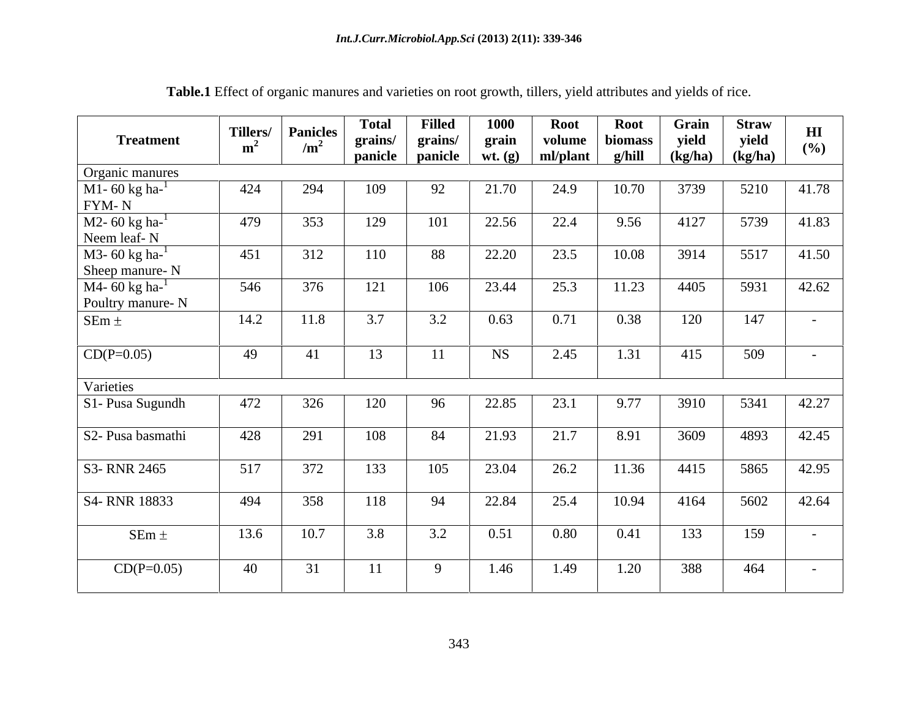**Table.1** Effect of organic manures and varieties on root growth, tillers, yield attributes and yields of rice.

| Treatment | Tillers/ $m^2$ | Panicles /$m^2$ | Total grains/ panicle | Filled grains/ panicle | 1000 grain wt. (g) | Root volume ml/plant | Root biomass g/hill | Grain yield (kg/ha) | Straw yield (kg/ha) | HI (%) |
|---|---|---|---|---|---|---|---|---|---|---|
| Organic manures | | | | | | | | | | |
| M1- 60 kg $ha^{-1}$ FYM- N | 424 | 294 | 109 | 92 | 21.70 | 24.9 | 10.70 | 3739 | 5210 | 41.78 |
| M2- 60 kg $ha^{-1}$ Neem leaf- N | 479 | 353 | 129 | 101 | 22.56 | 22.4 | 9.56 | 4127 | 5739 | 41.83 |
| M3- 60 kg $ha^{-1}$ Sheep manure- N | 451 | 312 | 110 | 88 | 22.20 | 23.5 | 10.08 | 3914 | 5517 | 41.50 |
| M4- 60 kg $ha^{-1}$ Poultry manure- N | 546 | 376 | 121 | 106 | 23.44 | 25.3 | 11.23 | 4405 | 5931 | 42.62 |
| SEm ± | 14.2 | 11.8 | 3.7 | 3.2 | 0.63 | 0.71 | 0.38 | 120 | 147 | - |
| CD(P=0.05) | 49 | 41 | 13 | 11 | NS | 2.45 | 1.31 | 415 | 509 | - |
| Varieties | | | | | | | | | | |
| S1- Pusa Sugundh | 472 | 326 | 120 | 96 | 22.85 | 23.1 | 9.77 | 3910 | 5341 | 42.27 |
| S2- Pusa basmathi | 428 | 291 | 108 | 84 | 21.93 | 21.7 | 8.91 | 3609 | 4893 | 42.45 |
| S3- RNR 2465 | 517 | 372 | 133 | 105 | 23.04 | 26.2 | 11.36 | 4415 | 5865 | 42.95 |
| S4- RNR 18833 | 494 | 358 | 118 | 94 | 22.84 | 25.4 | 10.94 | 4164 | 5602 | 42.64 |
| SEm ± | 13.6 | 10.7 | 3.8 | 3.2 | 0.51 | 0.80 | 0.41 | 133 | 159 | - |
| CD(P=0.05) | 40 | 31 | 11 | 9 | 1.46 | 1.49 | 1.20 | 388 | 464 | - |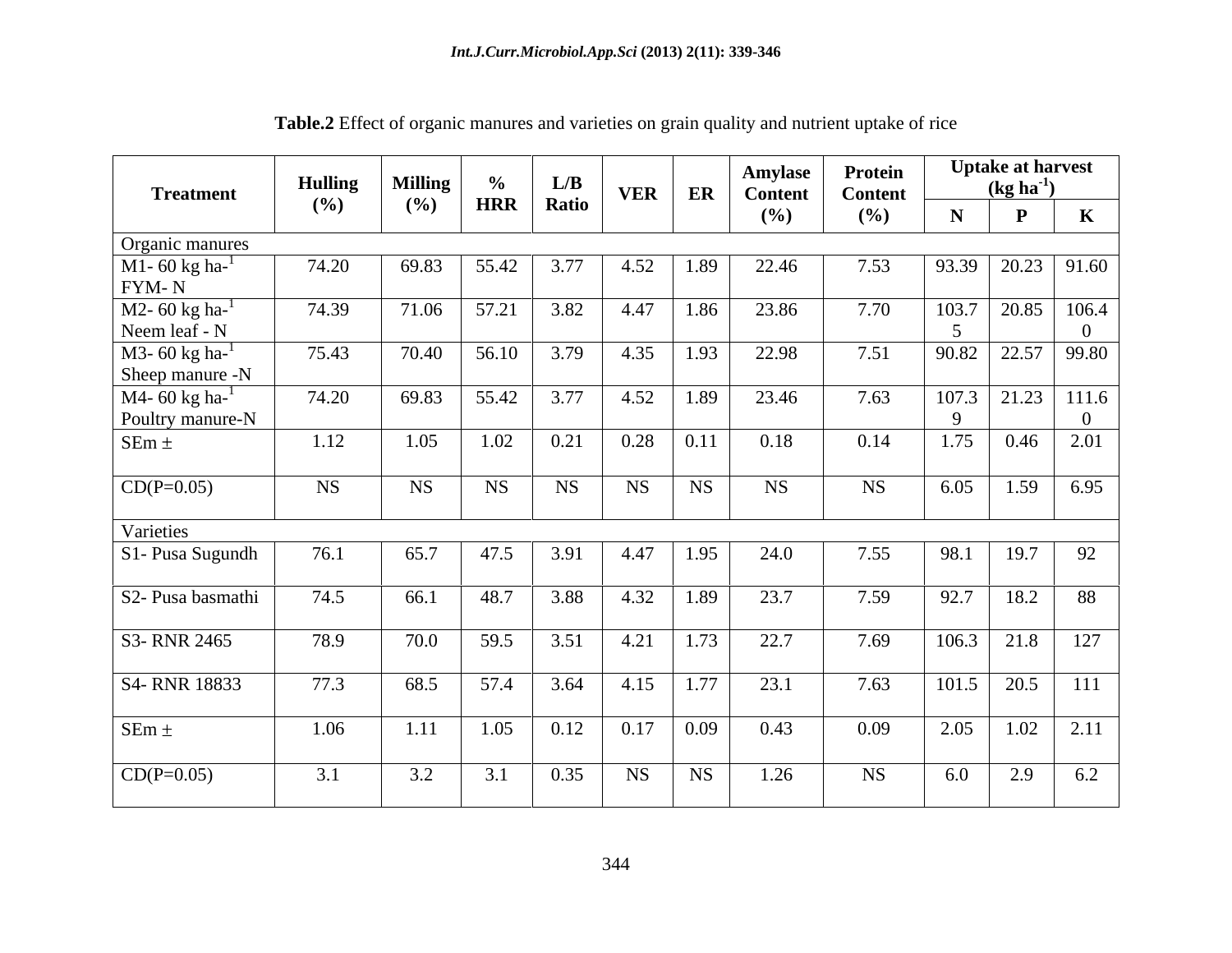**Table.2** Effect of organic manures and varieties on grain quality and nutrient uptake of rice

| Treatment | Hulling (%) | Milling (%) | % HRR | L/B Ratio | VER | ER | Amylase Content (%) | Protein Content (%) | Uptake at harvest (kg ha$^{-1}$) | | |
|---|---|---|---|---|---|---|---|---|---|---|---|
| | | | | | | | | | N | P | K |
| Organic manures | | | | | | | | | | | |
| M1- 60 kg ha-$^{1}$ FYM- N | 74.20 | 69.83 | 55.42 | 3.77 | 4.52 | 1.89 | 22.46 | 7.53 | 93.39 | 20.23 | 91.60 |
| M2- 60 kg ha-$^{1}$ Neem leaf - N | 74.39 | 71.06 | 57.21 | 3.82 | 4.47 | 1.86 | 23.86 | 7.70 | 103.75 | 20.85 | 106.40 |
| M3- 60 kg ha-$^{1}$ Sheep manure -N | 75.43 | 70.40 | 56.10 | 3.79 | 4.35 | 1.93 | 22.98 | 7.51 | 90.82 | 22.57 | 99.80 |
| M4- 60 kg ha-$^{1}$ Poultry manure-N | 74.20 | 69.83 | 55.42 | 3.77 | 4.52 | 1.89 | 23.46 | 7.63 | 107.39 | 21.23 | 111.60 |
| SEm ± | 1.12 | 1.05 | 1.02 | 0.21 | 0.28 | 0.11 | 0.18 | 0.14 | 1.75 | 0.46 | 2.01 |
| CD(P=0.05) | NS | NS | NS | NS | NS | NS | NS | NS | 6.05 | 1.59 | 6.95 |
| Varieties | | | | | | | | | | | |
| S1- Pusa Sugundh | 76.1 | 65.7 | 47.5 | 3.91 | 4.47 | 1.95 | 24.0 | 7.55 | 98.1 | 19.7 | 92 |
| S2- Pusa basmathi | 74.5 | 66.1 | 48.7 | 3.88 | 4.32 | 1.89 | 23.7 | 7.59 | 92.7 | 18.2 | 88 |
| S3- RNR 2465 | 78.9 | 70.0 | 59.5 | 3.51 | 4.21 | 1.73 | 22.7 | 7.69 | 106.3 | 21.8 | 127 |
| S4- RNR 18833 | 77.3 | 68.5 | 57.4 | 3.64 | 4.15 | 1.77 | 23.1 | 7.63 | 101.5 | 20.5 | 111 |
| SEm ± | 1.06 | 1.11 | 1.05 | 0.12 | 0.17 | 0.09 | 0.43 | 0.09 | 2.05 | 1.02 | 2.11 |
| CD(P=0.05) | 3.1 | 3.2 | 3.1 | 0.35 | NS | NS | 1.26 | NS | 6.0 | 2.9 | 6.2 |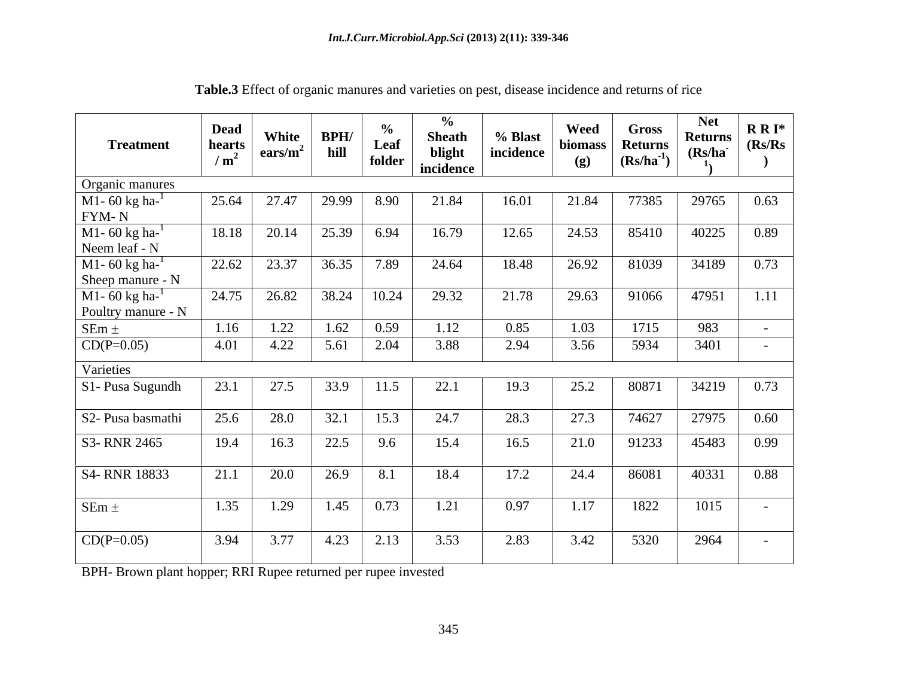**Table.3** Effect of organic manures and varieties on pest, disease incidence and returns of rice

| Treatment | Dead hearts / $m^2$ | White ears/$m^2$ | BPH/ hill | % Leaf folder | % Sheath blight incidence | % Blast incidence | Weed biomass (g) | Gross Returns ($Rs/ha^{-1}$) | Net Returns ($Rs/ha^{-1}$) | R R I* (Rs/Rs) |
|---|---|---|---|---|---|---|---|---|---|---|
| Organic manures | | | | | | | | | | |
| M1- 60 kg $ha^{-1}$ FYM- N | 25.64 | 27.47 | 29.99 | 8.90 | 21.84 | 16.01 | 21.84 | 77385 | 29765 | 0.63 |
| M1- 60 kg $ha^{-1}$ Neem leaf - N | 18.18 | 20.14 | 25.39 | 6.94 | 16.79 | 12.65 | 24.53 | 85410 | 40225 | 0.89 |
| M1- 60 kg $ha^{-1}$ Sheep manure - N | 22.62 | 23.37 | 36.35 | 7.89 | 24.64 | 18.48 | 26.92 | 81039 | 34189 | 0.73 |
| M1- 60 kg $ha^{-1}$ Poultry manure - N | 24.75 | 26.82 | 38.24 | 10.24 | 29.32 | 21.78 | 29.63 | 91066 | 47951 | 1.11 |
| SEm ± | 1.16 | 1.22 | 1.62 | 0.59 | 1.12 | 0.85 | 1.03 | 1715 | 983 | - |
| CD(P=0.05) | 4.01 | 4.22 | 5.61 | 2.04 | 3.88 | 2.94 | 3.56 | 5934 | 3401 | - |
| Varieties | | | | | | | | | | |
| S1- Pusa Sugundh | 23.1 | 27.5 | 33.9 | 11.5 | 22.1 | 19.3 | 25.2 | 80871 | 34219 | 0.73 |
| S2- Pusa basmathi | 25.6 | 28.0 | 32.1 | 15.3 | 24.7 | 28.3 | 27.3 | 74627 | 27975 | 0.60 |
| S3- RNR 2465 | 19.4 | 16.3 | 22.5 | 9.6 | 15.4 | 16.5 | 21.0 | 91233 | 45483 | 0.99 |
| S4- RNR 18833 | 21.1 | 20.0 | 26.9 | 8.1 | 18.4 | 17.2 | 24.4 | 86081 | 40331 | 0.88 |
| SEm ± | 1.35 | 1.29 | 1.45 | 0.73 | 1.21 | 0.97 | 1.17 | 1822 | 1015 | - |
| CD(P=0.05) | 3.94 | 3.77 | 4.23 | 2.13 | 3.53 | 2.83 | 3.42 | 5320 | 2964 | - |

BPH- Brown plant hopper; RRI Rupee returned per rupee invested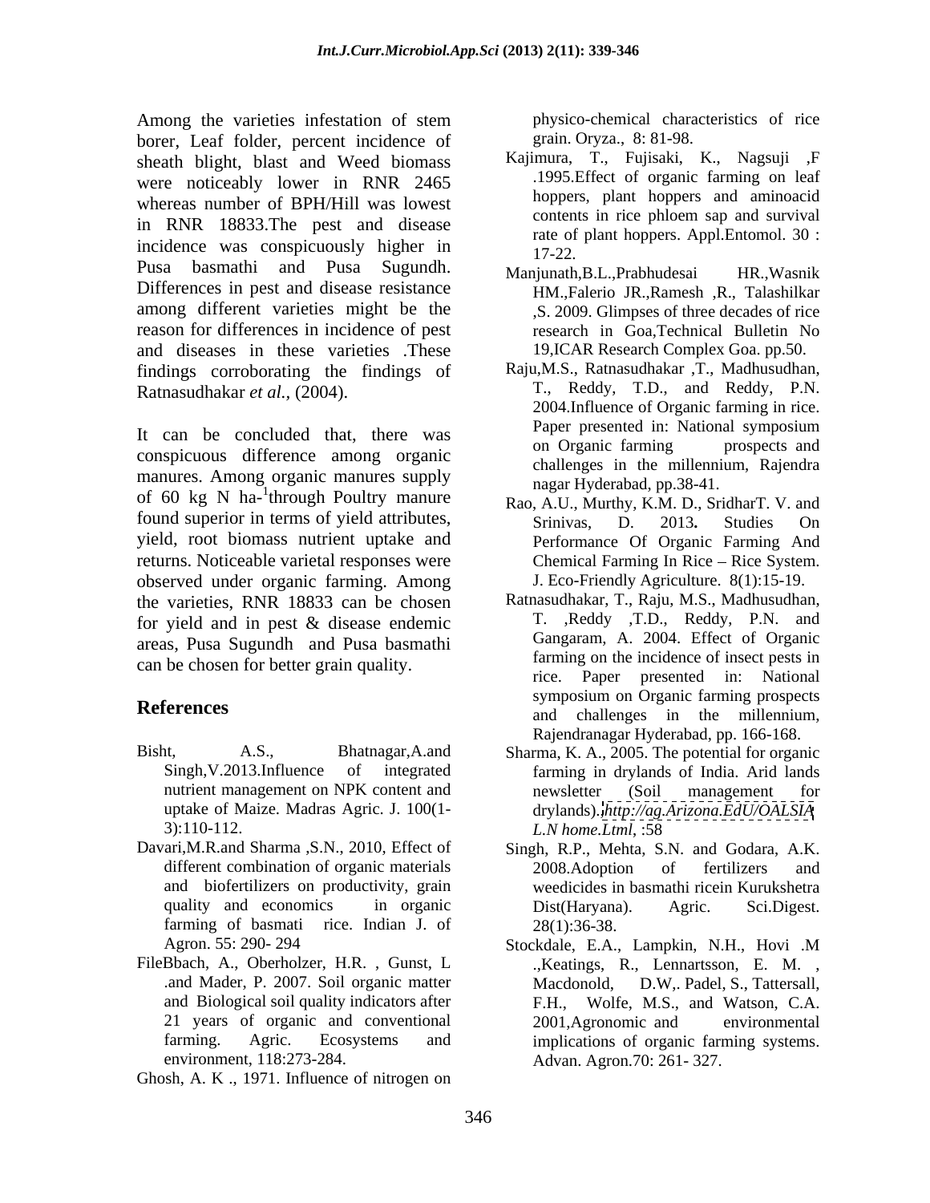Among the varieties infestation of stem borer, Leaf folder, percent incidence of sheath blight, blast and Weed biomass were noticeably lower in RNR 2465 whereas number of BPH/Hill was lowest in RNR 18833.The pest and disease incidence was conspicuously higher in Pusa basmathi and Pusa Sugundh. Differences in pest and disease resistance among different varieties might be the reason for differences in incidence of pest and diseases in these varieties .These findings corroborating the findings of Ratnasudhakar *et al.,* (2004).

It can be concluded that, there was conspicuous difference among organic manures. Among organic manures supply of 60 kg N $ha^{-1}$through Poultry manure found superior in terms of yield attributes, yield, root biomass nutrient uptake and returns. Noticeable varietal responses were observed under organic farming. Among the varieties, RNR 18833 can be chosen for yield and in pest & disease endemic areas, Pusa Sugundh and Pusa basmathi can be chosen for better grain quality.

## References

Bisht, A.S., Bhatnagar,A.and Singh,V.2013.Influence of integrated nutrient management on NPK content and uptake of Maize. Madras Agric. J. 100(1-3):110-112.

Davari,M.R.and Sharma ,S.N., 2010, Effect of different combination of organic materials and biofertilizers on productivity, grain quality and economics in organic farming of basmati rice. Indian J. of Agron. 55: 290- 294

FileBbach, A., Oberholzer, H.R. , Gunst, L .and Mader, P. 2007. Soil organic matter and Biological soil quality indicators after 21 years of organic and conventional farming. Agric. Ecosystems and environment, 118:273-284.

Ghosh, A. K ., 1971. Influence of nitrogen on physico-chemical characteristics of rice grain. Oryza., 8: 81-98.

Kajimura, T., Fujisaki, K., Nagsuji ,F .1995.Effect of organic farming on leaf hoppers, plant hoppers and aminoacid contents in rice phloem sap and survival rate of plant hoppers. Appl.Entomol. 30 : 17-22.

Manjunath,B.L.,Prabhudesai HR.,Wasnik HM.,Falerio JR.,Ramesh ,R., Talashilkar ,S. 2009. Glimpses of three decades of rice research in Goa,Technical Bulletin No 19,ICAR Research Complex Goa. pp.50.

Raju,M.S., Ratnasudhakar ,T., Madhusudhan, T., Reddy, T.D., and Reddy, P.N. 2004.Influence of Organic farming in rice. Paper presented in: National symposium on Organic farming prospects and challenges in the millennium, Rajendra nagar Hyderabad, pp.38-41.

Rao, A.U., Murthy, K.M. D., SridharT. V. and Srinivas, D. 2013**.** Studies On Performance Of Organic Farming And Chemical Farming In Rice – Rice System. J. Eco-Friendly Agriculture. 8(1):15-19.

Ratnasudhakar, T., Raju, M.S., Madhusudhan, T. ,Reddy ,T.D., Reddy, P.N. and Gangaram, A. 2004. Effect of Organic farming on the incidence of insect pests in rice. Paper presented in: National symposium on Organic farming prospects and challenges in the millennium, Rajendranagar Hyderabad, pp. 166-168.

Sharma, K. A., 2005. The potential for organic farming in drylands of India. Arid lands newsletter (Soil management for drylands).*http://ag.Arizona.EdU/OALSIA L.N home.Ltml*, :58

Singh, R.P., Mehta, S.N. and Godara, A.K. 2008.Adoption of fertilizers and weedicides in basmathi ricein Kurukshetra Dist(Haryana). Agric. Sci.Digest. 28(1):36-38.

Stockdale, E.A., Lampkin, N.H., Hovi .M .,Keatings, R., Lennartsson, E. M. , Macdonold, D.W,. Padel, S., Tattersall, F.H., Wolfe, M.S., and Watson, C.A. 2001,Agronomic and environmental implications of organic farming systems. Advan. Agron.70: 261- 327.